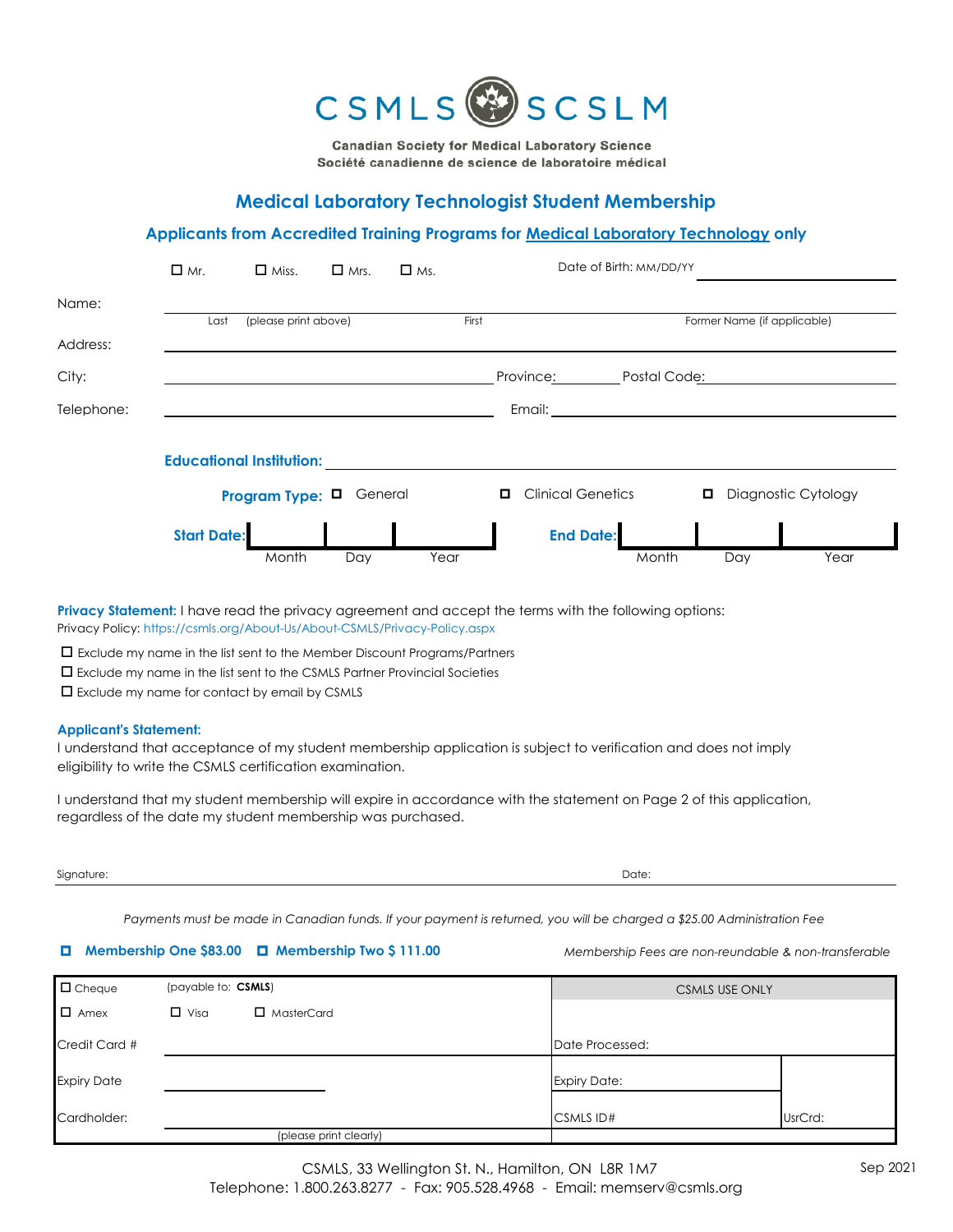CSMLS SCSLM

**Canadian Society for Medical Laboratory Science**
**Société canadienne de science de laboratoire médical**

## Medical Laboratory Technologist Student Membership

### Applicants from Accredited Training Programs for Medical Laboratory Technology only

☐ Mr. ☐ Miss. ☐ Mrs. ☐ Ms. Date of Birth: MM/DD/YY ____________

Name: ______________________________________________
Last (please print above) First Former Name (if applicable)

Address: ______________________________________________

City: ____________________ Province: ________ Postal Code: ____________

Telephone: ____________________ Email: ____________________

**Educational Institution:** ____________________

**Program Type:** ☐ General ☐ Clinical Genetics ☐ Diagnostic Cytology

**Start Date:** Month | Day | Year **End Date:** Month | Day | Year

**Privacy Statement:** I have read the privacy agreement and accept the terms with the following options:
Privacy Policy: https://csmls.org/About-Us/About-CSMLS/Privacy-Policy.aspx

- ☐ Exclude my name in the list sent to the Member Discount Programs/Partners
- ☐ Exclude my name in the list sent to the CSMLS Partner Provincial Societies
- ☐ Exclude my name for contact by email by CSMLS

**Applicant's Statement:**
I understand that acceptance of my student membership application is subject to verification and does not imply eligibility to write the CSMLS certification examination.

I understand that my student membership will expire in accordance with the statement on Page 2 of this application, regardless of the date my student membership was purchased.

Signature: ____________________ Date: ____________

*Payments must be made in Canadian funds. If your payment is returned, you will be charged a $25.00 Administration Fee*

☐ **Membership One $83.00** ☐ **Membership Two $ 111.00** *Membership Fees are non-reundable & non-transferable*

| ☐ Cheque | (payable to: **CSMLS**) | | CSMLS USE ONLY | |
|---|---|---|---|---|
| ☐ Amex | ☐ Visa | ☐ MasterCard | | |
| Credit Card # | | | Date Processed: | |
| Expiry Date | | | Expiry Date: | |
| Cardholder: | (please print clearly) | | CSMLS ID# | UsrCrd: |

CSMLS, 33 Wellington St. N., Hamilton, ON L8R 1M7
Telephone: 1.800.263.8277 - Fax: 905.528.4968 - Email: memserv@csmls.org

Sep 2021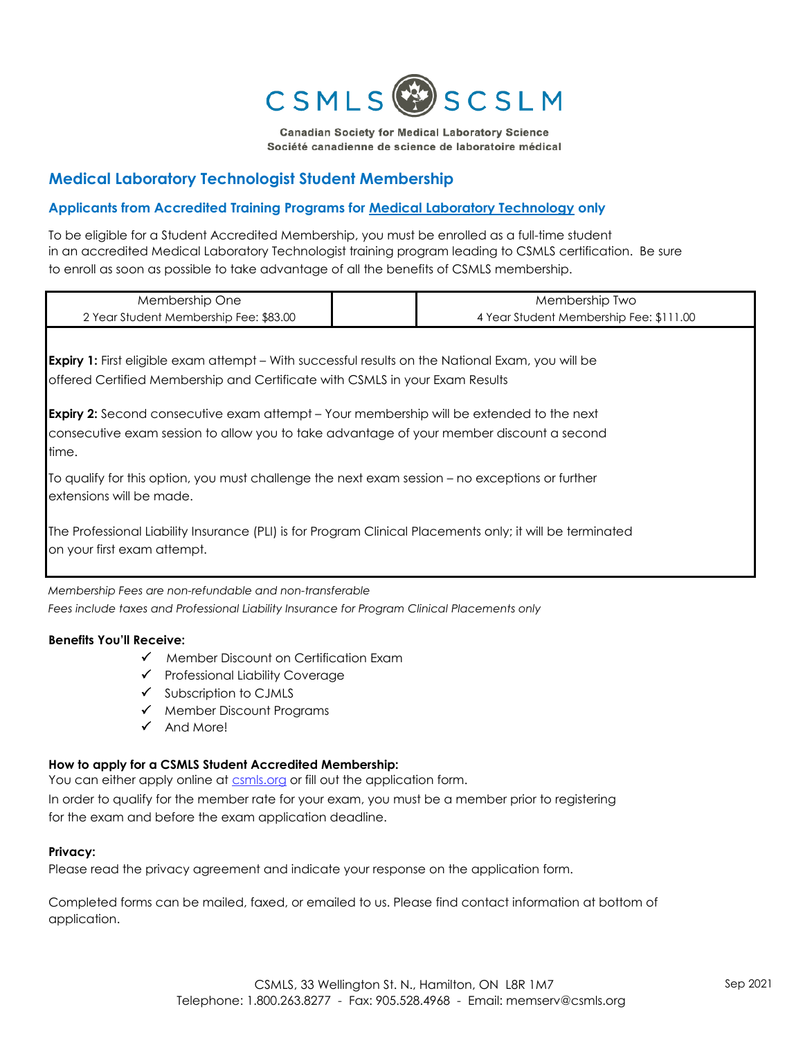CSMLS SCSLM

**Canadian Society for Medical Laboratory Science**
**Société canadienne de science de laboratoire médical**

## Medical Laboratory Technologist Student Membership

### Applicants from Accredited Training Programs for Medical Laboratory Technology only

To be eligible for a Student Accredited Membership, you must be enrolled as a full-time student in an accredited Medical Laboratory Technologist training program leading to CSMLS certification. Be sure to enroll as soon as possible to take advantage of all the benefits of CSMLS membership.

| Membership One | | Membership Two |
|---|---|---|
| 2 Year Student Membership Fee: $83.00 | | 4 Year Student Membership Fee: $111.00 |

**Expiry 1:** First eligible exam attempt – With successful results on the National Exam, you will be offered Certified Membership and Certificate with CSMLS in your Exam Results

**Expiry 2:** Second consecutive exam attempt – Your membership will be extended to the next consecutive exam session to allow you to take advantage of your member discount a second time.

To qualify for this option, you must challenge the next exam session – no exceptions or further extensions will be made.

The Professional Liability Insurance (PLI) is for Program Clinical Placements only; it will be terminated on your first exam attempt.

*Membership Fees are non-refundable and non-transferable*
*Fees include taxes and Professional Liability Insurance for Program Clinical Placements only*

**Benefits You'll Receive:**

- ✓ Member Discount on Certification Exam
- ✓ Professional Liability Coverage
- ✓ Subscription to CJMLS
- ✓ Member Discount Programs
- ✓ And More!

**How to apply for a CSMLS Student Accredited Membership:**
You can either apply online at csmls.org or fill out the application form.
In order to qualify for the member rate for your exam, you must be a member prior to registering for the exam and before the exam application deadline.

**Privacy:**
Please read the privacy agreement and indicate your response on the application form.

Completed forms can be mailed, faxed, or emailed to us. Please find contact information at bottom of application.

CSMLS, 33 Wellington St. N., Hamilton, ON L8R 1M7
Telephone: 1.800.263.8277 - Fax: 905.528.4968 - Email: memserv@csmls.org

Sep 2021